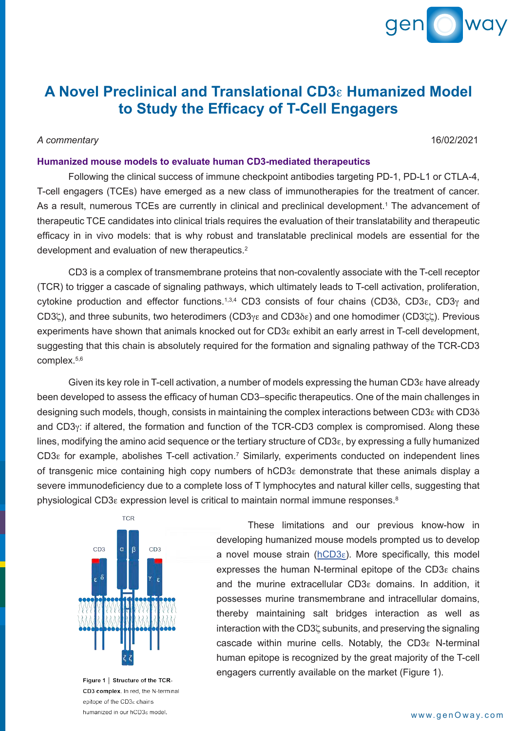# A Novel Preclinical and Translational CD3ε Humanized Model to Study the Efficacy of T-Cell Engagers

*A commentary*

16/02/2021

## Humanized mouse models to evaluate human CD3-mediated therapeutics

Following the clinical success of immune checkpoint antibodies targeting PD-1, PD-L1 or CTLA-4, T-cell engagers (TCEs) have emerged as a new class of immunotherapies for the treatment of cancer. As a result, numerous TCEs are currently in clinical and preclinical development.[1] The advancement of therapeutic TCE candidates into clinical trials requires the evaluation of their translatability and therapeutic efficacy in in vivo models: that is why robust and translatable preclinical models are essential for the development and evaluation of new therapeutics.[2]

CD3 is a complex of transmembrane proteins that non-covalently associate with the T-cell receptor (TCR) to trigger a cascade of signaling pathways, which ultimately leads to T-cell activation, proliferation, cytokine production and effector functions.[1,3,4] CD3 consists of four chains (CD3δ, CD3ε, CD3γ and CD3ζ), and three subunits, two heterodimers (CD3γε and CD3δε) and one homodimer (CD3ζζ). Previous experiments have shown that animals knocked out for CD3ε exhibit an early arrest in T-cell development, suggesting that this chain is absolutely required for the formation and signaling pathway of the TCR-CD3 complex.[5,6]

Given its key role in T-cell activation, a number of models expressing the human CD3ε have already been developed to assess the efficacy of human CD3–specific therapeutics. One of the main challenges in designing such models, though, consists in maintaining the complex interactions between CD3ε with CD3δ and CD3γ: if altered, the formation and function of the TCR-CD3 complex is compromised. Along these lines, modifying the amino acid sequence or the tertiary structure of CD3ε, by expressing a fully humanized CD3ε for example, abolishes T-cell activation.[7] Similarly, experiments conducted on independent lines of transgenic mice containing high copy numbers of hCD3ε demonstrate that these animals display a severe immunodeficiency due to a complete loss of T lymphocytes and natural killer cells, suggesting that physiological CD3ε expression level is critical to maintain normal immune responses.[8]

**Figure 1 | Structure of the TCR-CD3 complex.** In red, the N-terminal epitope of the CD3ε chains humanized in our hCD3ε model.

These limitations and our previous know-how in developing humanized mouse models prompted us to develop a novel mouse strain (hCD3ε). More specifically, this model expresses the human N-terminal epitope of the CD3ε chains and the murine extracellular CD3ε domains. In addition, it possesses murine transmembrane and intracellular domains, thereby maintaining salt bridges interaction as well as interaction with the CD3ζ subunits, and preserving the signaling cascade within murine cells. Notably, the CD3ε N-terminal human epitope is recognized by the great majority of the T-cell engagers currently available on the market (Figure 1).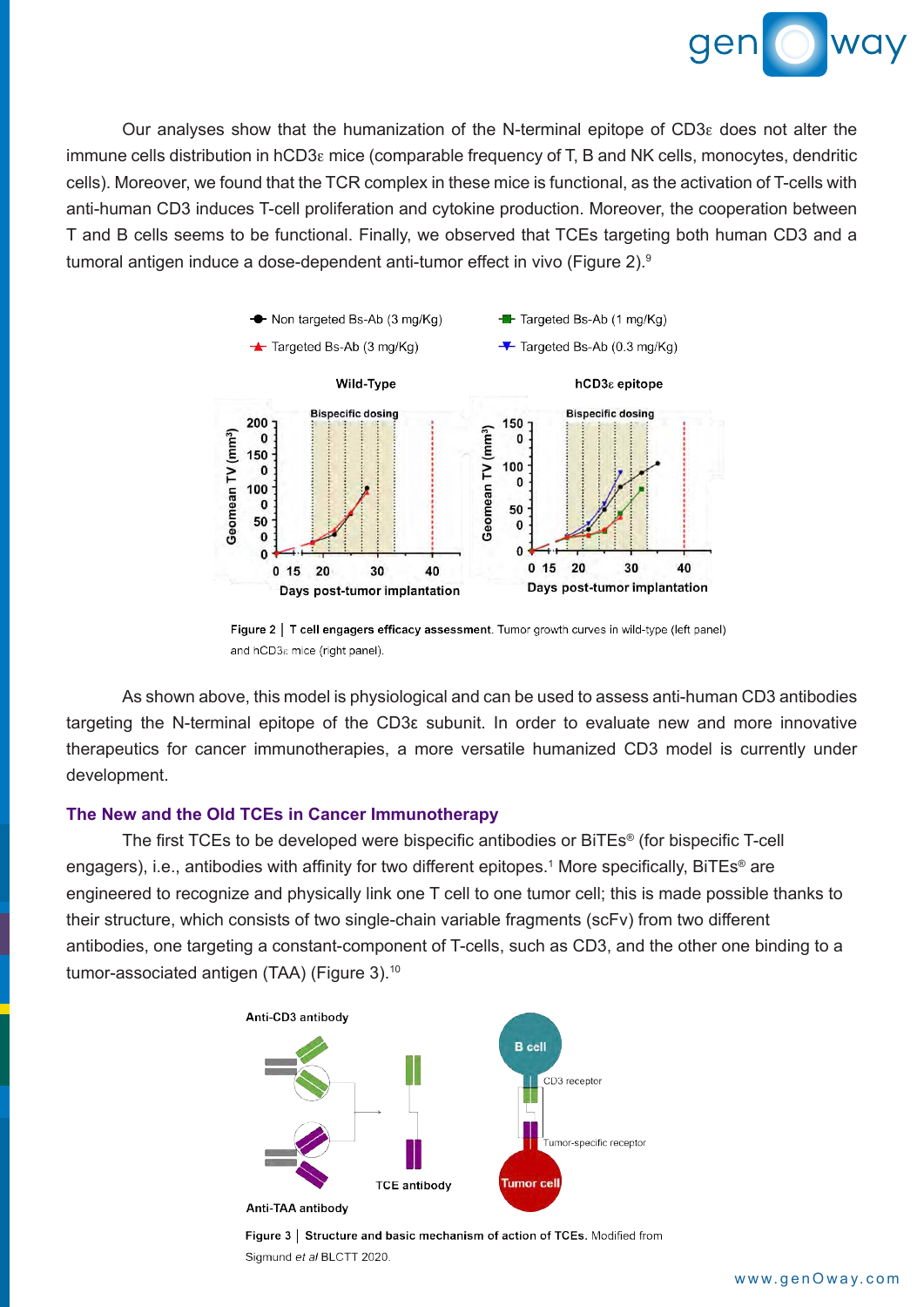Our analyses show that the humanization of the N-terminal epitope of CD3ε does not alter the immune cells distribution in hCD3ε mice (comparable frequency of T, B and NK cells, monocytes, dendritic cells). Moreover, we found that the TCR complex in these mice is functional, as the activation of T-cells with anti-human CD3 induces T-cell proliferation and cytokine production. Moreover, the cooperation between T and B cells seems to be functional. Finally, we observed that TCEs targeting both human CD3 and a tumoral antigen induce a dose-dependent anti-tumor effect in vivo (Figure 2).[9]

**Figure 2** | **T cell engagers efficacy assessment**. Tumor growth curves in wild-type (left panel) and hCD3ε mice (right panel).

As shown above, this model is physiological and can be used to assess anti-human CD3 antibodies targeting the N-terminal epitope of the CD3ε subunit. In order to evaluate new and more innovative therapeutics for cancer immunotherapies, a more versatile humanized CD3 model is currently under development.

## The New and the Old TCEs in Cancer Immunotherapy

The first TCEs to be developed were bispecific antibodies or BiTEs® (for bispecific T-cell engagers), i.e., antibodies with affinity for two different epitopes.[1] More specifically, BiTEs® are engineered to recognize and physically link one T cell to one tumor cell; this is made possible thanks to their structure, which consists of two single-chain variable fragments (scFv) from two different antibodies, one targeting a constant-component of T-cells, such as CD3, and the other one binding to a tumor-associated antigen (TAA) (Figure 3).[10]

**Figure 3** | **Structure and basic mechanism of action of TCEs.** Modified from Sigmund *et al* BLCTT 2020.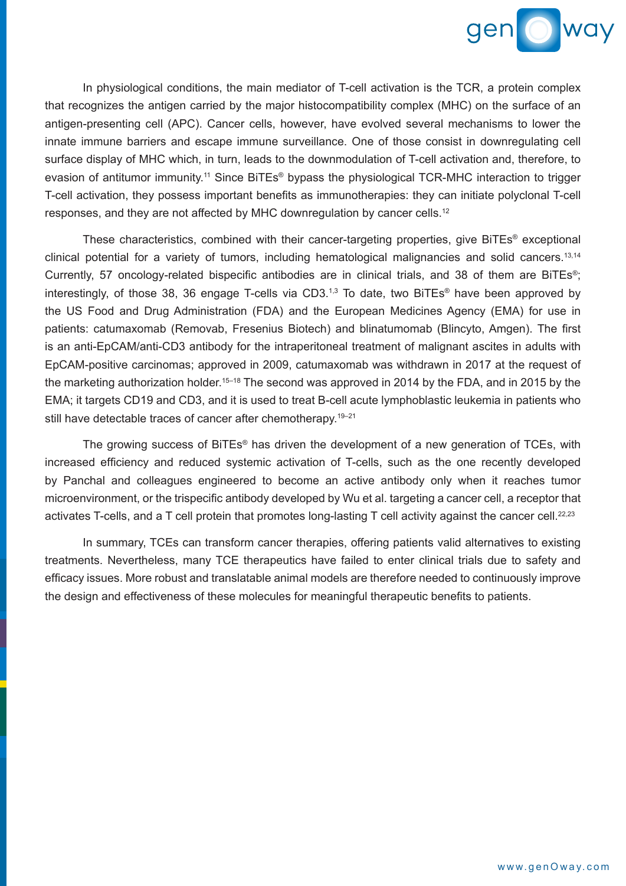In physiological conditions, the main mediator of T-cell activation is the TCR, a protein complex that recognizes the antigen carried by the major histocompatibility complex (MHC) on the surface of an antigen-presenting cell (APC). Cancer cells, however, have evolved several mechanisms to lower the innate immune barriers and escape immune surveillance. One of those consist in downregulating cell surface display of MHC which, in turn, leads to the downmodulation of T-cell activation and, therefore, to evasion of antitumor immunity.[11] Since BiTEs® bypass the physiological TCR-MHC interaction to trigger T-cell activation, they possess important benefits as immunotherapies: they can initiate polyclonal T-cell responses, and they are not affected by MHC downregulation by cancer cells.[12]

These characteristics, combined with their cancer-targeting properties, give BiTEs® exceptional clinical potential for a variety of tumors, including hematological malignancies and solid cancers.[13,14] Currently, 57 oncology-related bispecific antibodies are in clinical trials, and 38 of them are BiTEs®; interestingly, of those 38, 36 engage T-cells via CD3.[1,3] To date, two BiTEs® have been approved by the US Food and Drug Administration (FDA) and the European Medicines Agency (EMA) for use in patients: catumaxomab (Removab, Fresenius Biotech) and blinatumomab (Blincyto, Amgen). The first is an anti-EpCAM/anti-CD3 antibody for the intraperitoneal treatment of malignant ascites in adults with EpCAM-positive carcinomas; approved in 2009, catumaxomab was withdrawn in 2017 at the request of the marketing authorization holder.[15–18] The second was approved in 2014 by the FDA, and in 2015 by the EMA; it targets CD19 and CD3, and it is used to treat B-cell acute lymphoblastic leukemia in patients who still have detectable traces of cancer after chemotherapy.[19–21]

The growing success of BiTEs® has driven the development of a new generation of TCEs, with increased efficiency and reduced systemic activation of T-cells, such as the one recently developed by Panchal and colleagues engineered to become an active antibody only when it reaches tumor microenvironment, or the trispecific antibody developed by Wu et al. targeting a cancer cell, a receptor that activates T-cells, and a T cell protein that promotes long-lasting T cell activity against the cancer cell.[22,23]

In summary, TCEs can transform cancer therapies, offering patients valid alternatives to existing treatments. Nevertheless, many TCE therapeutics have failed to enter clinical trials due to safety and efficacy issues. More robust and translatable animal models are therefore needed to continuously improve the design and effectiveness of these molecules for meaningful therapeutic benefits to patients.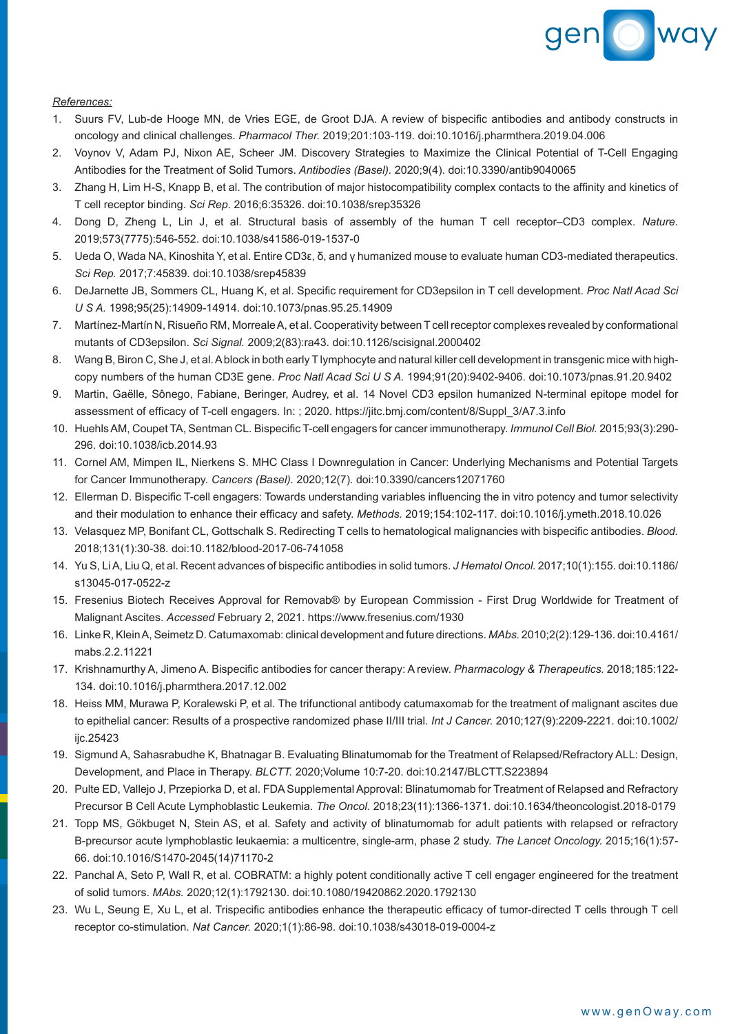*References:*

1. Suurs FV, Lub-de Hooge MN, de Vries EGE, de Groot DJA. A review of bispecific antibodies and antibody constructs in oncology and clinical challenges. *Pharmacol Ther.* 2019;201:103-119. doi:10.1016/j.pharmthera.2019.04.006
2. Voynov V, Adam PJ, Nixon AE, Scheer JM. Discovery Strategies to Maximize the Clinical Potential of T-Cell Engaging Antibodies for the Treatment of Solid Tumors. *Antibodies (Basel).* 2020;9(4). doi:10.3390/antib9040065
3. Zhang H, Lim H-S, Knapp B, et al. The contribution of major histocompatibility complex contacts to the affinity and kinetics of T cell receptor binding. *Sci Rep.* 2016;6:35326. doi:10.1038/srep35326
4. Dong D, Zheng L, Lin J, et al. Structural basis of assembly of the human T cell receptor–CD3 complex. *Nature.* 2019;573(7775):546-552. doi:10.1038/s41586-019-1537-0
5. Ueda O, Wada NA, Kinoshita Y, et al. Entire CD3ε, δ, and γ humanized mouse to evaluate human CD3-mediated therapeutics. *Sci Rep.* 2017;7:45839. doi:10.1038/srep45839
6. DeJarnette JB, Sommers CL, Huang K, et al. Specific requirement for CD3epsilon in T cell development. *Proc Natl Acad Sci U S A.* 1998;95(25):14909-14914. doi:10.1073/pnas.95.25.14909
7. Martínez-Martín N, Risueño RM, Morreale A, et al. Cooperativity between T cell receptor complexes revealed by conformational mutants of CD3epsilon. *Sci Signal.* 2009;2(83):ra43. doi:10.1126/scisignal.2000402
8. Wang B, Biron C, She J, et al. A block in both early T lymphocyte and natural killer cell development in transgenic mice with high-copy numbers of the human CD3E gene. *Proc Natl Acad Sci U S A.* 1994;91(20):9402-9406. doi:10.1073/pnas.91.20.9402
9. Martin, Gaëlle, Sônego, Fabiane, Beringer, Audrey, et al. 14 Novel CD3 epsilon humanized N-terminal epitope model for assessment of efficacy of T-cell engagers. In: ; 2020. https://jitc.bmj.com/content/8/Suppl_3/A7.3.info
10. Huehls AM, Coupet TA, Sentman CL. Bispecific T-cell engagers for cancer immunotherapy. *Immunol Cell Biol.* 2015;93(3):290-296. doi:10.1038/icb.2014.93
11. Cornel AM, Mimpen IL, Nierkens S. MHC Class I Downregulation in Cancer: Underlying Mechanisms and Potential Targets for Cancer Immunotherapy. *Cancers (Basel).* 2020;12(7). doi:10.3390/cancers12071760
12. Ellerman D. Bispecific T-cell engagers: Towards understanding variables influencing the in vitro potency and tumor selectivity and their modulation to enhance their efficacy and safety. *Methods.* 2019;154:102-117. doi:10.1016/j.ymeth.2018.10.026
13. Velasquez MP, Bonifant CL, Gottschalk S. Redirecting T cells to hematological malignancies with bispecific antibodies. *Blood.* 2018;131(1):30-38. doi:10.1182/blood-2017-06-741058
14. Yu S, Li A, Liu Q, et al. Recent advances of bispecific antibodies in solid tumors. *J Hematol Oncol.* 2017;10(1):155. doi:10.1186/s13045-017-0522-z
15. Fresenius Biotech Receives Approval for Removab® by European Commission - First Drug Worldwide for Treatment of Malignant Ascites. *Accessed* February 2, 2021. https://www.fresenius.com/1930
16. Linke R, Klein A, Seimetz D. Catumaxomab: clinical development and future directions. *MAbs.* 2010;2(2):129-136. doi:10.4161/mabs.2.2.11221
17. Krishnamurthy A, Jimeno A. Bispecific antibodies for cancer therapy: A review. *Pharmacology & Therapeutics.* 2018;185:122-134. doi:10.1016/j.pharmthera.2017.12.002
18. Heiss MM, Murawa P, Koralewski P, et al. The trifunctional antibody catumaxomab for the treatment of malignant ascites due to epithelial cancer: Results of a prospective randomized phase II/III trial. *Int J Cancer.* 2010;127(9):2209-2221. doi:10.1002/ijc.25423
19. Sigmund A, Sahasrabudhe K, Bhatnagar B. Evaluating Blinatumomab for the Treatment of Relapsed/Refractory ALL: Design, Development, and Place in Therapy. *BLCTT.* 2020;Volume 10:7-20. doi:10.2147/BLCTT.S223894
20. Pulte ED, Vallejo J, Przepiorka D, et al. FDA Supplemental Approval: Blinatumomab for Treatment of Relapsed and Refractory Precursor B Cell Acute Lymphoblastic Leukemia. *The Oncol.* 2018;23(11):1366-1371. doi:10.1634/theoncologist.2018-0179
21. Topp MS, Gökbuget N, Stein AS, et al. Safety and activity of blinatumomab for adult patients with relapsed or refractory B-precursor acute lymphoblastic leukaemia: a multicentre, single-arm, phase 2 study. *The Lancet Oncology.* 2015;16(1):57-66. doi:10.1016/S1470-2045(14)71170-2
22. Panchal A, Seto P, Wall R, et al. COBRATM: a highly potent conditionally active T cell engager engineered for the treatment of solid tumors. *MAbs.* 2020;12(1):1792130. doi:10.1080/19420862.2020.1792130
23. Wu L, Seung E, Xu L, et al. Trispecific antibodies enhance the therapeutic efficacy of tumor-directed T cells through T cell receptor co-stimulation. *Nat Cancer.* 2020;1(1):86-98. doi:10.1038/s43018-019-0004-z